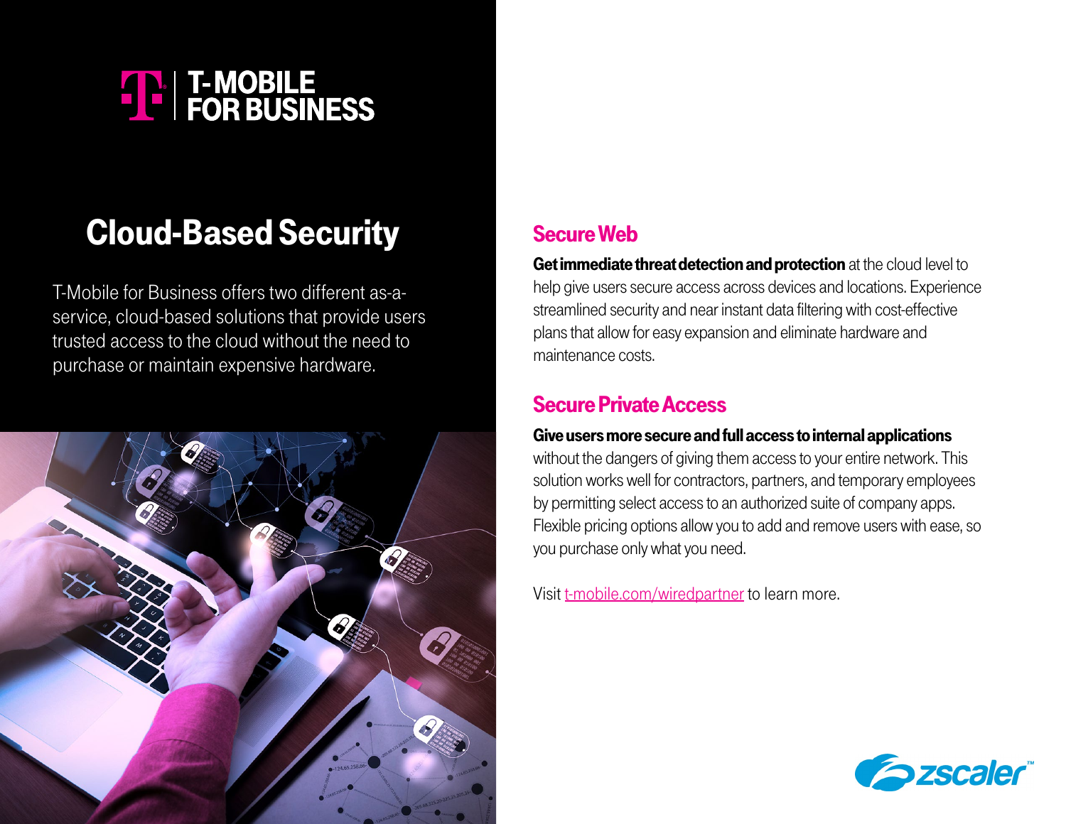T-MOBILE FOR BUSINESS

# Cloud-Based Security

T-Mobile for Business offers two different as-a-service, cloud-based solutions that provide users trusted access to the cloud without the need to purchase or maintain expensive hardware.

## Secure Web

**Get immediate threat detection and protection** at the cloud level to help give users secure access across devices and locations. Experience streamlined security and near instant data filtering with cost-effective plans that allow for easy expansion and eliminate hardware and maintenance costs.

## Secure Private Access

**Give users more secure and full access to internal applications** without the dangers of giving them access to your entire network. This solution works well for contractors, partners, and temporary employees by permitting select access to an authorized suite of company apps. Flexible pricing options allow you to add and remove users with ease, so you purchase only what you need.

Visit [t-mobile.com/wiredpartner](t-mobile.com/wiredpartner) to learn more.

zscaler™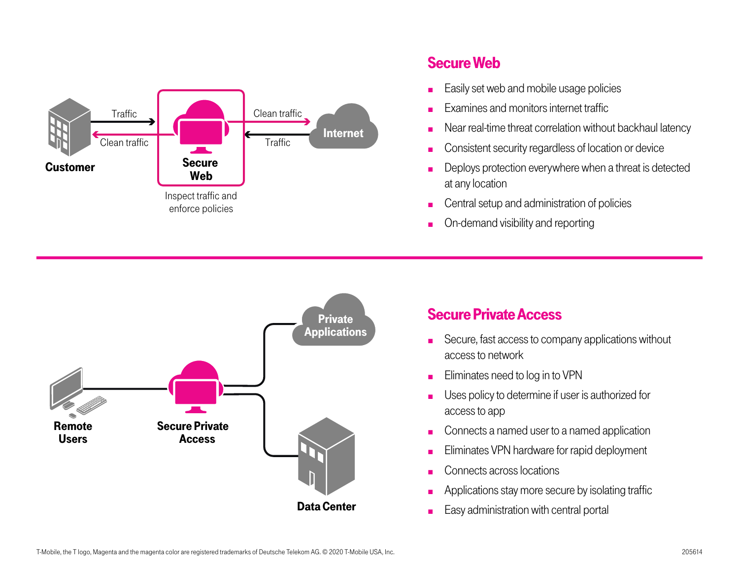Customer

Traffic

Clean traffic

Secure Web

Inspect traffic and enforce policies

Clean traffic

Traffic

Internet

## Secure Web

- Easily set web and mobile usage policies
- Examines and monitors internet traffic
- Near real-time threat correlation without backhaul latency
- Consistent security regardless of location or device
- Deploys protection everywhere when a threat is detected at any location
- Central setup and administration of policies
- On-demand visibility and reporting

Remote Users

Secure Private Access

Private Applications

Data Center

## Secure Private Access

- Secure, fast access to company applications without access to network
- Eliminates need to log in to VPN
- Uses policy to determine if user is authorized for access to app
- Connects a named user to a named application
- Eliminates VPN hardware for rapid deployment
- Connects across locations
- Applications stay more secure by isolating traffic
- Easy administration with central portal

T-Mobile, the T logo, Magenta and the magenta color are registered trademarks of Deutsche Telekom AG. © 2020 T-Mobile USA, Inc.

205614